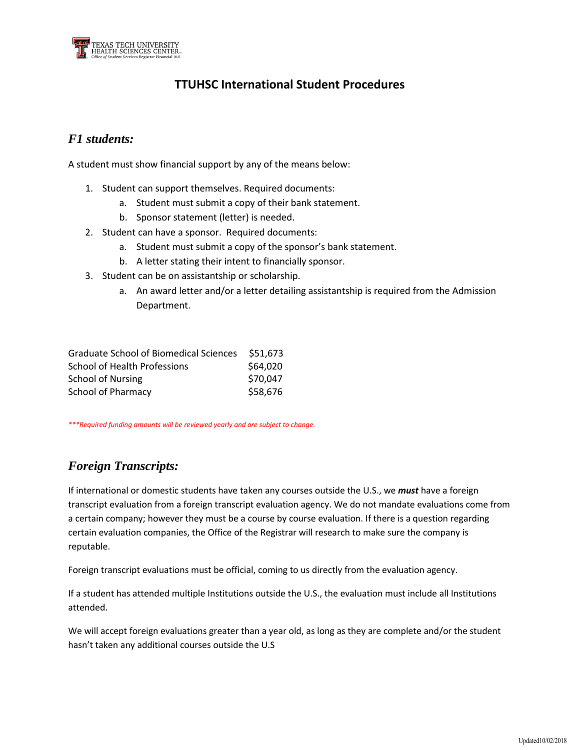# TTUHSC International Student Procedures

## *F1 students:*

A student must show financial support by any of the means below:

1. Student can support themselves. Required documents:
   a. Student must submit a copy of their bank statement.
   b. Sponsor statement (letter) is needed.
2. Student can have a sponsor. Required documents:
   a. Student must submit a copy of the sponsor's bank statement.
   b. A letter stating their intent to financially sponsor.
3. Student can be on assistantship or scholarship.
   a. An award letter and/or a letter detailing assistantship is required from the Admission Department.

| | |
|---|---|
| Graduate School of Biomedical Sciences | $51,673 |
| School of Health Professions | $64,020 |
| School of Nursing | $70,047 |
| School of Pharmacy | $58,676 |

****Required funding amounts will be reviewed yearly and are subject to change.*

## *Foreign Transcripts:*

If international or domestic students have taken any courses outside the U.S., we ***must*** have a foreign transcript evaluation from a foreign transcript evaluation agency. We do not mandate evaluations come from a certain company; however they must be a course by course evaluation. If there is a question regarding certain evaluation companies, the Office of the Registrar will research to make sure the company is reputable.

Foreign transcript evaluations must be official, coming to us directly from the evaluation agency.

If a student has attended multiple Institutions outside the U.S., the evaluation must include all Institutions attended.

We will accept foreign evaluations greater than a year old, as long as they are complete and/or the student hasn't taken any additional courses outside the U.S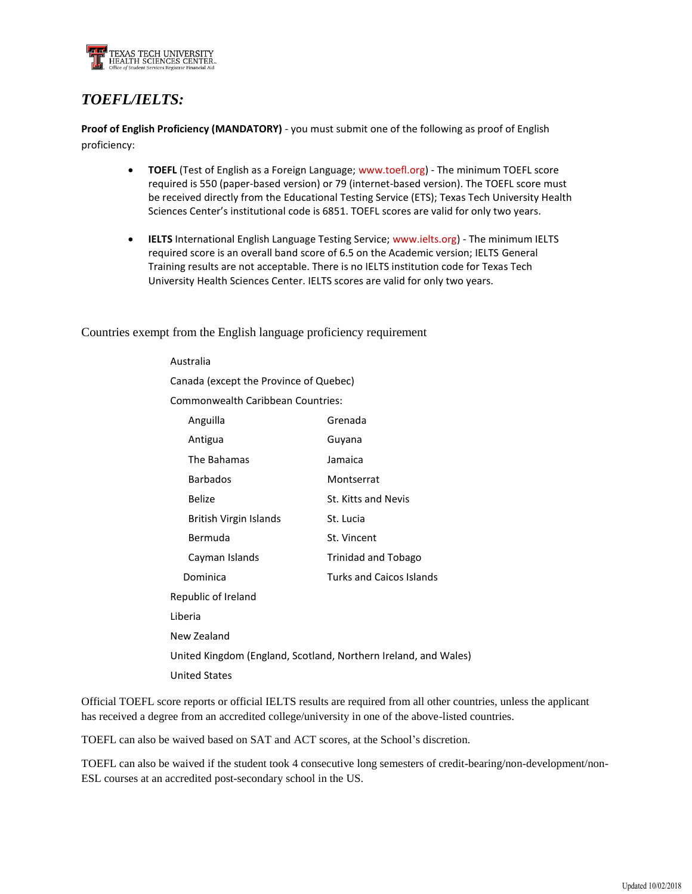## *TOEFL/IELTS:*

**Proof of English Proficiency (MANDATORY)** - you must submit one of the following as proof of English proficiency:

- **TOEFL** (Test of English as a Foreign Language; www.toefl.org) - The minimum TOEFL score required is 550 (paper-based version) or 79 (internet-based version). The TOEFL score must be received directly from the Educational Testing Service (ETS); Texas Tech University Health Sciences Center's institutional code is 6851. TOEFL scores are valid for only two years.

- **IELTS** International English Language Testing Service; www.ielts.org) - The minimum IELTS required score is an overall band score of 6.5 on the Academic version; IELTS General Training results are not acceptable. There is no IELTS institution code for Texas Tech University Health Sciences Center. IELTS scores are valid for only two years.

Countries exempt from the English language proficiency requirement

Australia

Canada (except the Province of Quebec)

Commonwealth Caribbean Countries:

| | |
|---|---|
| Anguilla | Grenada |
| Antigua | Guyana |
| The Bahamas | Jamaica |
| Barbados | Montserrat |
| Belize | St. Kitts and Nevis |
| British Virgin Islands | St. Lucia |
| Bermuda | St. Vincent |
| Cayman Islands | Trinidad and Tobago |
| Dominica | Turks and Caicos Islands |

Republic of Ireland

Liberia

New Zealand

United Kingdom (England, Scotland, Northern Ireland, and Wales)

United States

Official TOEFL score reports or official IELTS results are required from all other countries, unless the applicant has received a degree from an accredited college/university in one of the above-listed countries.

TOEFL can also be waived based on SAT and ACT scores, at the School's discretion.

TOEFL can also be waived if the student took 4 consecutive long semesters of credit-bearing/non-development/non-ESL courses at an accredited post-secondary school in the US.

Updated 10/02/2018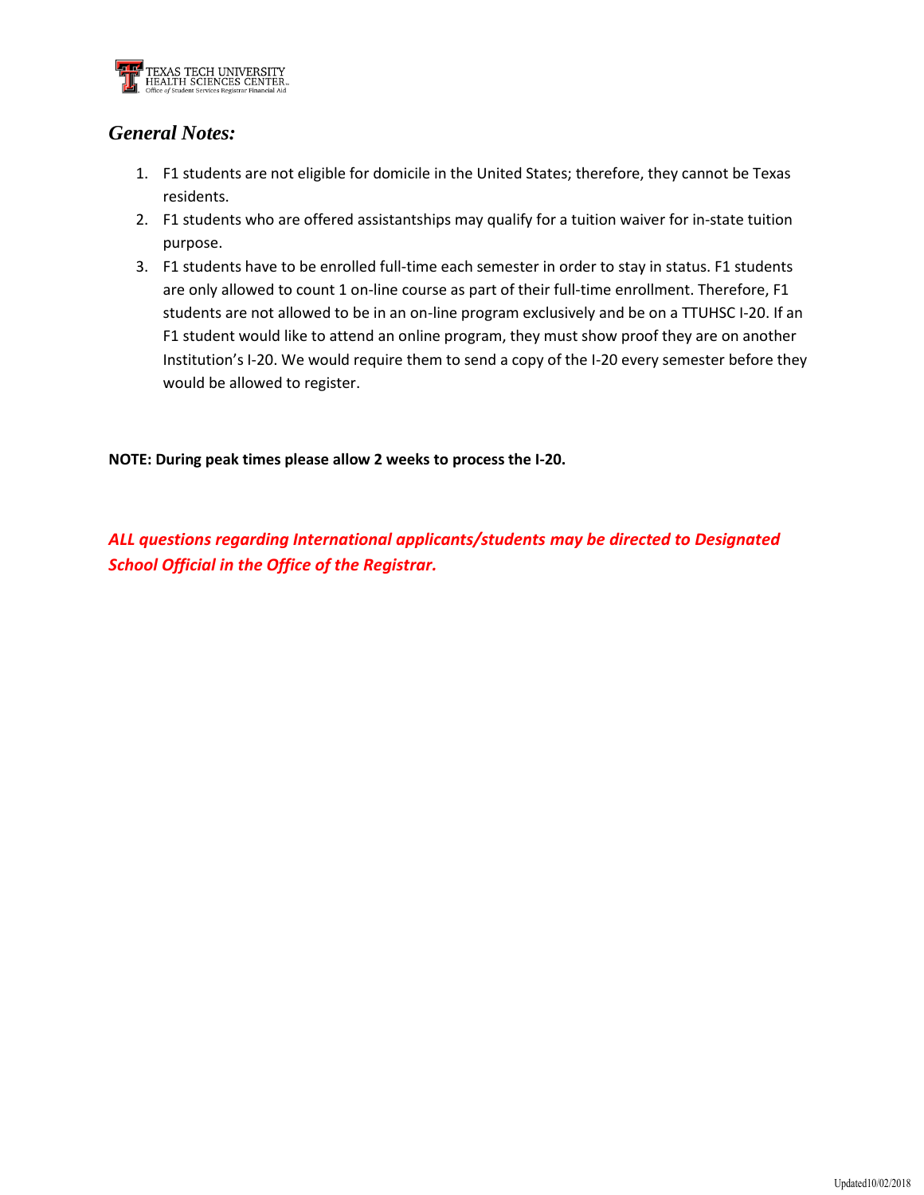## *General Notes:*

1. F1 students are not eligible for domicile in the United States; therefore, they cannot be Texas residents.
2. F1 students who are offered assistantships may qualify for a tuition waiver for in-state tuition purpose.
3. F1 students have to be enrolled full-time each semester in order to stay in status. F1 students are only allowed to count 1 on-line course as part of their full-time enrollment. Therefore, F1 students are not allowed to be in an on-line program exclusively and be on a TTUHSC I-20. If an F1 student would like to attend an online program, they must show proof they are on another Institution's I-20. We would require them to send a copy of the I-20 every semester before they would be allowed to register.

**NOTE: During peak times please allow 2 weeks to process the I-20.**

***ALL questions regarding International applicants/students may be directed to Designated School Official in the Office of the Registrar.***